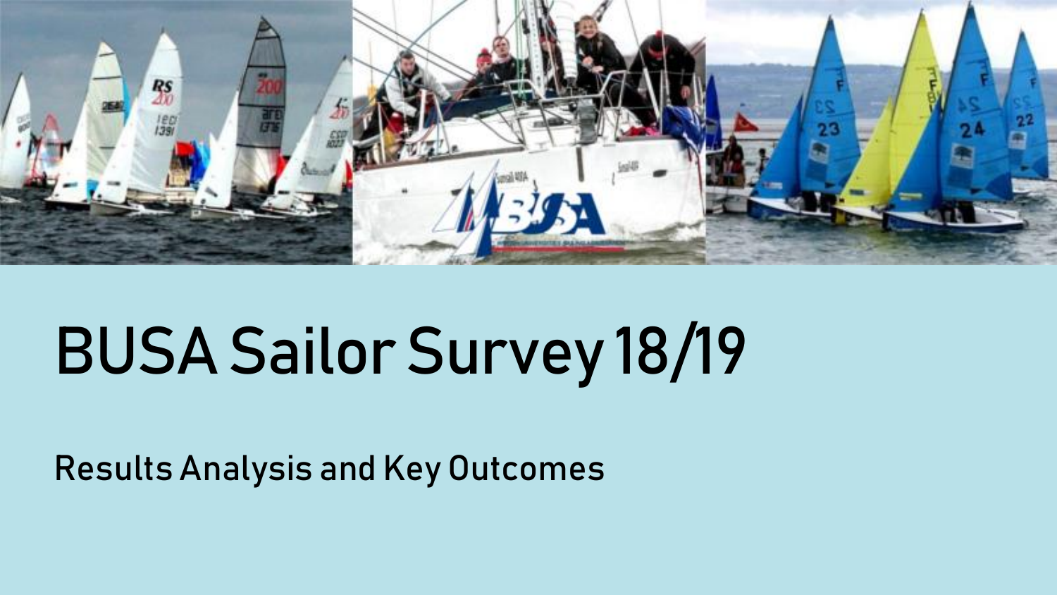# BUSA Sailor Survey 18/19

Results Analysis and Key Outcomes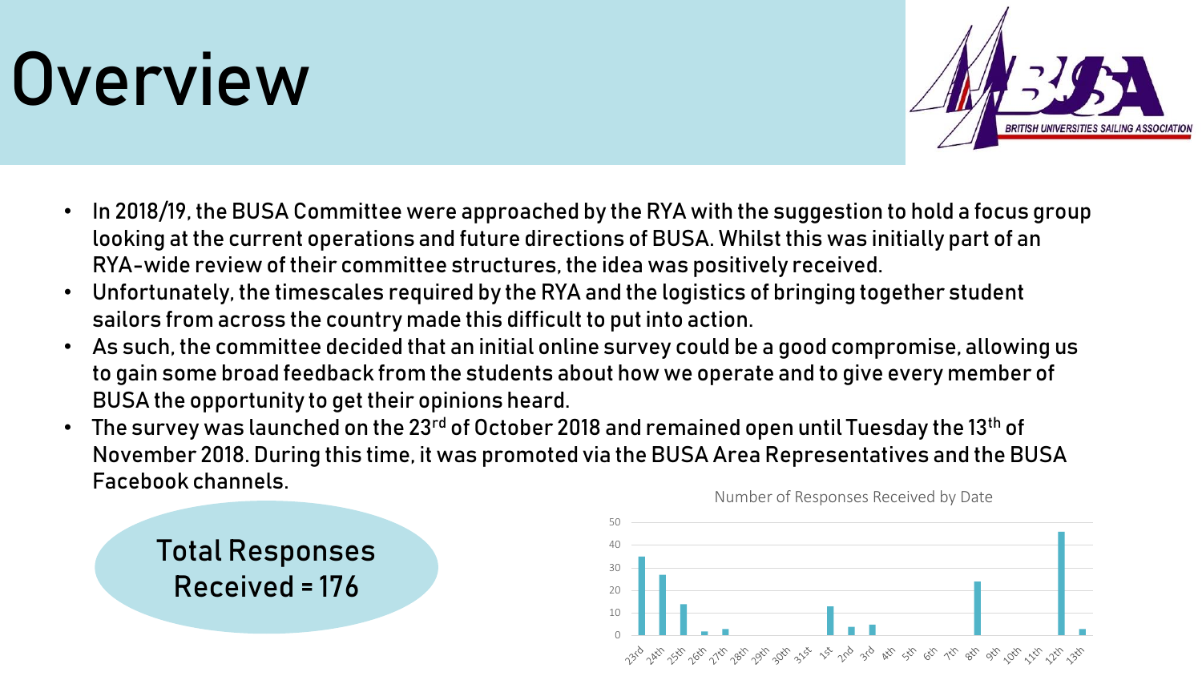# Overview

- In 2018/19, the BUSA Committee were approached by the RYA with the suggestion to hold a focus group looking at the current operations and future directions of BUSA. Whilst this was initially part of an RYA-wide review of their committee structures, the idea was positively received.
- Unfortunately, the timescales required by the RYA and the logistics of bringing together student sailors from across the country made this difficult to put into action.
- As such, the committee decided that an initial online survey could be a good compromise, allowing us to gain some broad feedback from the students about how we operate and to give every member of BUSA the opportunity to get their opinions heard.
- The survey was launched on the 23rd of October 2018 and remained open until Tuesday the 13th of November 2018. During this time, it was promoted via the BUSA Area Representatives and the BUSA Facebook channels.

**Total Responses Received = 176**

Number of Responses Received by Date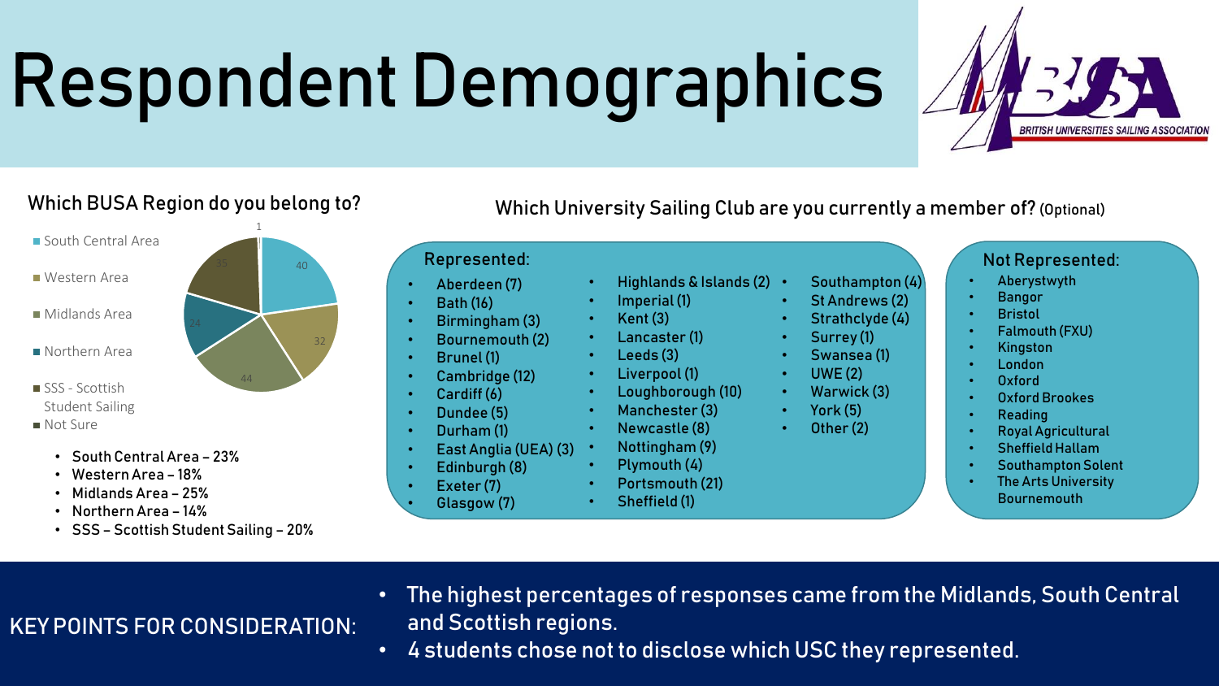# Respondent Demographics

BRITISH UNIVERSITIES SAILING ASSOCIATION

## Which BUSA Region do you belong to?

- South Central Area
- Western Area
- Midlands Area
- Northern Area
- SSS - Scottish Student Sailing
- Not Sure

40, 32, 44, 24, 35, 1

- South Central Area – 23%
- Western Area – 18%
- Midlands Area – 25%
- Northern Area – 14%
- SSS – Scottish Student Sailing – 20%

## Which University Sailing Club are you currently a member of? (Optional)

### Represented:

- Aberdeen (7)
- Bath (16)
- Birmingham (3)
- Bournemouth (2)
- Brunel (1)
- Cambridge (12)
- Cardiff (6)
- Dundee (5)
- Durham (1)
- East Anglia (UEA) (3)
- Edinburgh (8)
- Exeter (7)
- Glasgow (7)
- Highlands & Islands (2)
- Imperial (1)
- Kent (3)
- Lancaster (1)
- Leeds (3)
- Liverpool (1)
- Loughborough (10)
- Manchester (3)
- Newcastle (8)
- Nottingham (9)
- Plymouth (4)
- Portsmouth (21)
- Sheffield (1)
- Southampton (4)
- St Andrews (2)
- Strathclyde (4)
- Surrey (1)
- Swansea (1)
- UWE (2)
- Warwick (3)
- York (5)
- Other (2)

### Not Represented:

- Aberystwyth
- Bangor
- Bristol
- Falmouth (FXU)
- Kingston
- London
- Oxford
- Oxford Brookes
- Reading
- Royal Agricultural
- Sheffield Hallam
- Southampton Solent
- The Arts University Bournemouth

## KEY POINTS FOR CONSIDERATION:

- The highest percentages of responses came from the Midlands, South Central and Scottish regions.
- 4 students chose not to disclose which USC they represented.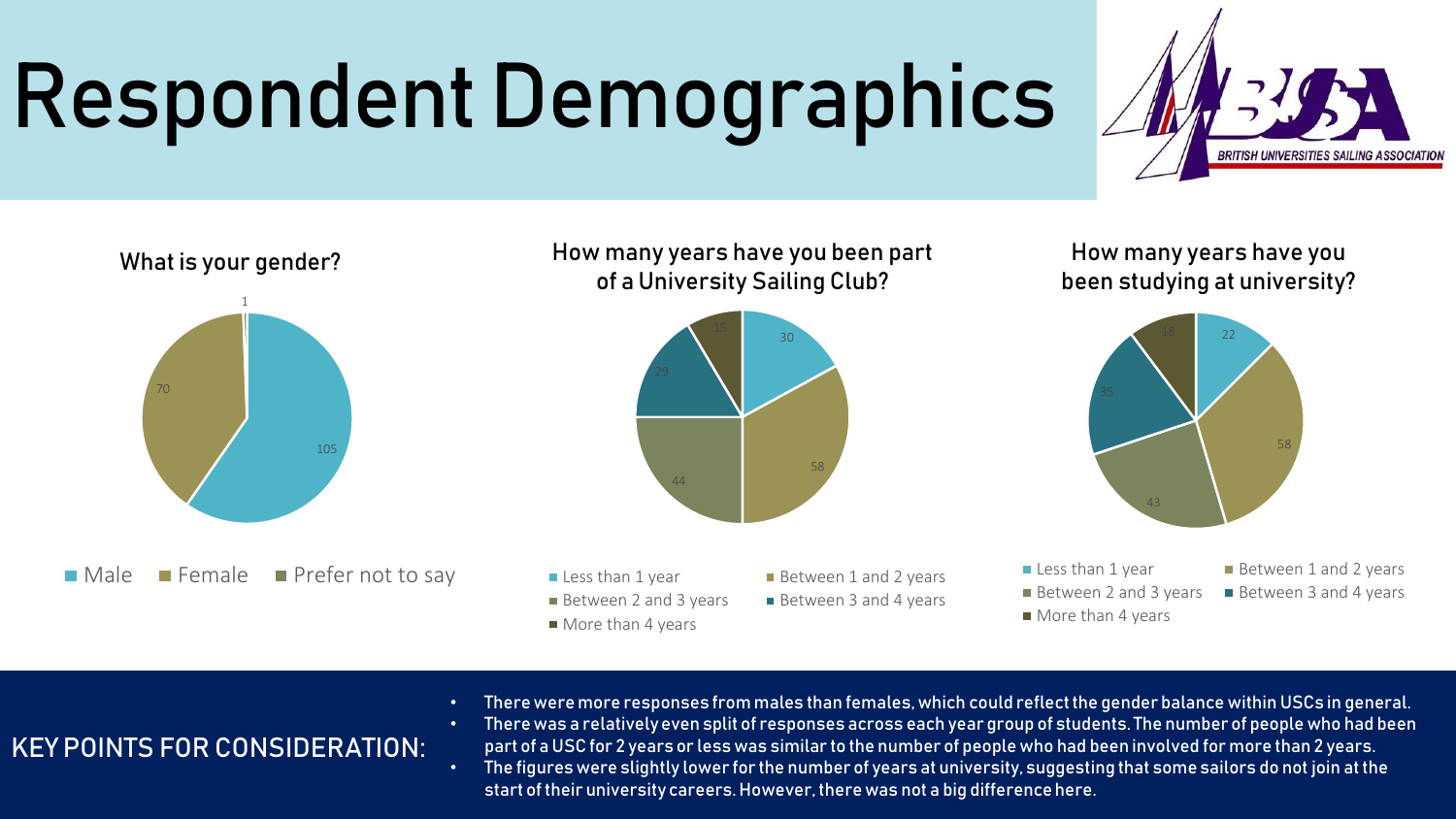# Respondent Demographics

BRITISH UNIVERSITIES SAILING ASSOCIATION

### What is your gender?

| Response | Count |
|---|---|
| Male | 105 |
| Female | 70 |
| Prefer not to say | 1 |

### How many years have you been part of a University Sailing Club?

| Response | Count |
|---|---|
| Less than 1 year | 30 |
| Between 1 and 2 years | 58 |
| Between 2 and 3 years | 44 |
| Between 3 and 4 years | 29 |
| More than 4 years | 15 |

### How many years have you been studying at university?

| Response | Count |
|---|---|
| Less than 1 year | 22 |
| Between 1 and 2 years | 58 |
| Between 2 and 3 years | 43 |
| Between 3 and 4 years | 35 |
| More than 4 years | 18 |

## KEY POINTS FOR CONSIDERATION:

- There were more responses from males than females, which could reflect the gender balance within USCs in general.
- There was a relatively even split of responses across each year group of students. The number of people who had been part of a USC for 2 years or less was similar to the number of people who had been involved for more than 2 years.
- The figures were slightly lower for the number of years at university, suggesting that some sailors do not join at the start of their university careers. However, there was not a big difference here.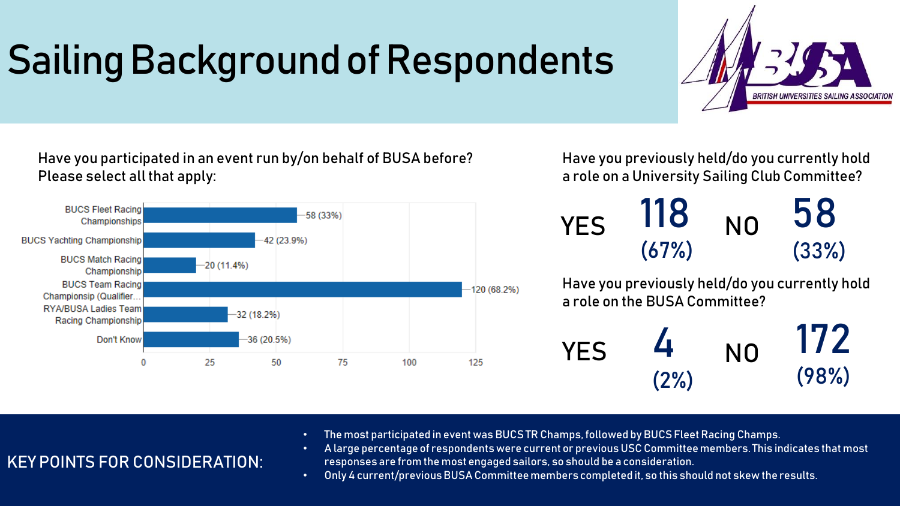# Sailing Background of Respondents

Have you participated in an event run by/on behalf of BUSA before? Please select all that apply:

| Event | Count |
| --- | --- |
| BUCS Fleet Racing Championships | 58 (33%) |
| BUCS Yachting Championship | 42 (23.9%) |
| BUCS Match Racing Championship | 20 (11.4%) |
| BUCS Team Racing Championsip (Qualifier... | 120 (68.2%) |
| RYA/BUSA Ladies Team Racing Championship | 32 (18.2%) |
| Don't Know | 36 (20.5%) |

Have you previously held/do you currently hold a role on a University Sailing Club Committee?

YES **118** (67%) NO **58** (33%)

Have you previously held/do you currently hold a role on the BUSA Committee?

YES **4** (2%) NO **172** (98%)

KEY POINTS FOR CONSIDERATION:

- The most participated in event was BUCS TR Champs, followed by BUCS Fleet Racing Champs.
- A large percentage of respondents were current or previous USC Committee members. This indicates that most responses are from the most engaged sailors, so should be a consideration.
- Only 4 current/previous BUSA Committee members completed it, so this should not skew the results.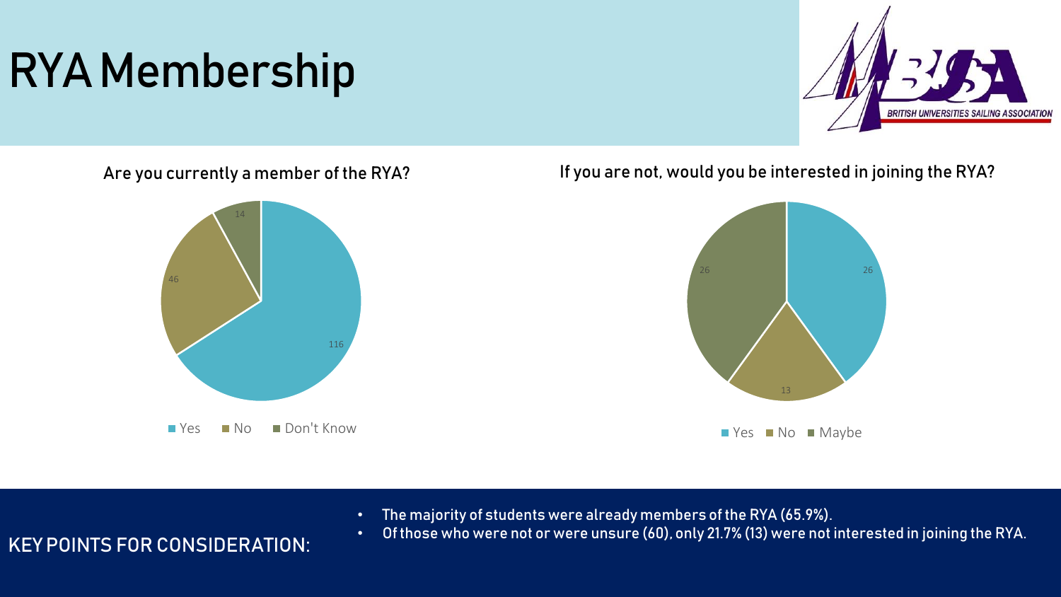# RYA Membership

BRITISH UNIVERSITIES SAILING ASSOCIATION

**Are you currently a member of the RYA?**

| Response | Count |
|---|---|
| Yes | 116 |
| No | 46 |
| Don't Know | 14 |

**If you are not, would you be interested in joining the RYA?**

| Response | Count |
|---|---|
| Yes | 26 |
| No | 13 |
| Maybe | 26 |

KEY POINTS FOR CONSIDERATION:

- The majority of students were already members of the RYA (65.9%).
- Of those who were not or were unsure (60), only 21.7% (13) were not interested in joining the RYA.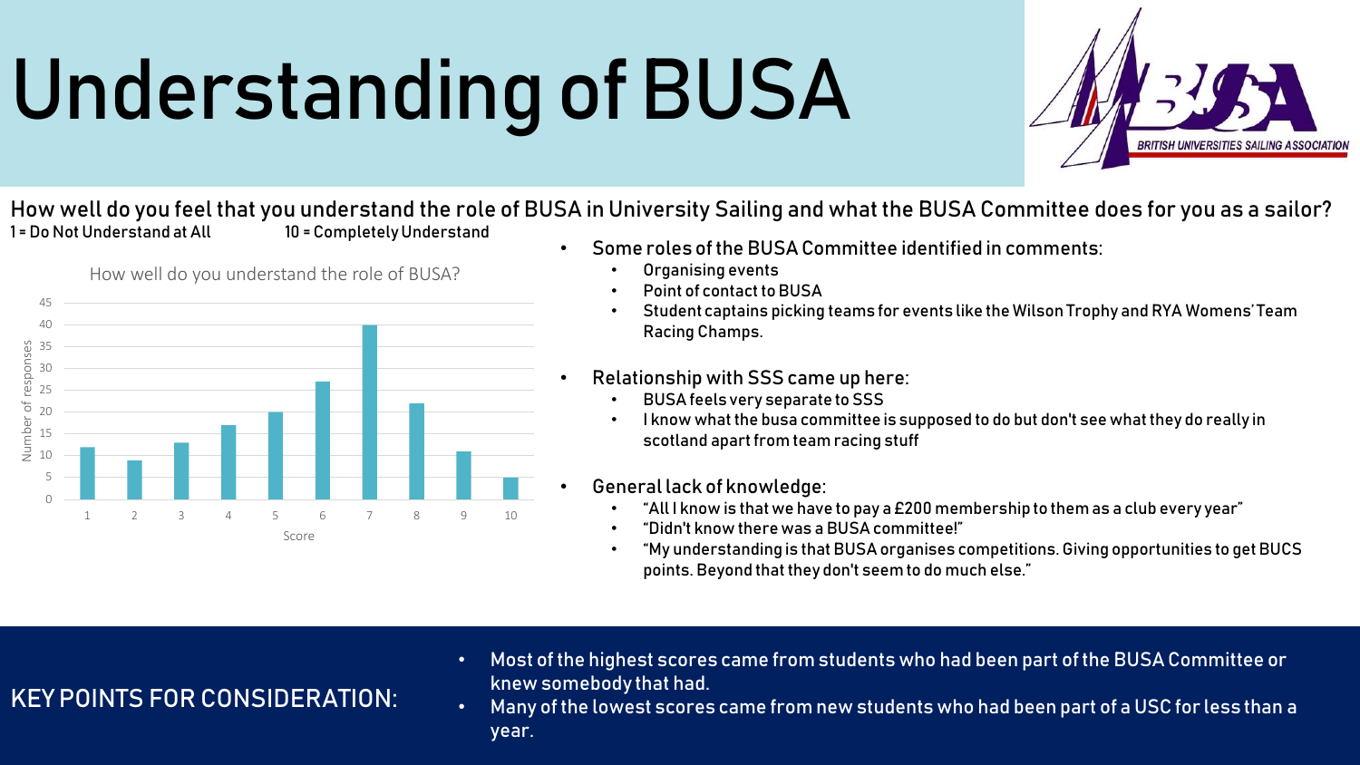# Understanding of BUSA

How well do you feel that you understand the role of BUSA in University Sailing and what the BUSA Committee does for you as a sailor?
1 = Do Not Understand at All 10 = Completely Understand

**How well do you understand the role of BUSA?**

| Score | Number of responses |
|---|---|
| 1 | 12 |
| 2 | 9 |
| 3 | 13 |
| 4 | 17 |
| 5 | 20 |
| 6 | 27 |
| 7 | 40 |
| 8 | 22 |
| 9 | 11 |
| 10 | 5 |

- Some roles of the BUSA Committee identified in comments:
  - Organising events
  - Point of contact to BUSA
  - Student captains picking teams for events like the Wilson Trophy and RYA Womens' Team Racing Champs.
- Relationship with SSS came up here:
  - BUSA feels very separate to SSS
  - I know what the busa committee is supposed to do but don't see what they do really in scotland apart from team racing stuff
- General lack of knowledge:
  - "All I know is that we have to pay a £200 membership to them as a club every year"
  - "Didn't know there was a BUSA committee!"
  - "My understanding is that BUSA organises competitions. Giving opportunities to get BUCS points. Beyond that they don't seem to do much else."

## KEY POINTS FOR CONSIDERATION:

- Most of the highest scores came from students who had been part of the BUSA Committee or knew somebody that had.
- Many of the lowest scores came from new students who had been part of a USC for less than a year.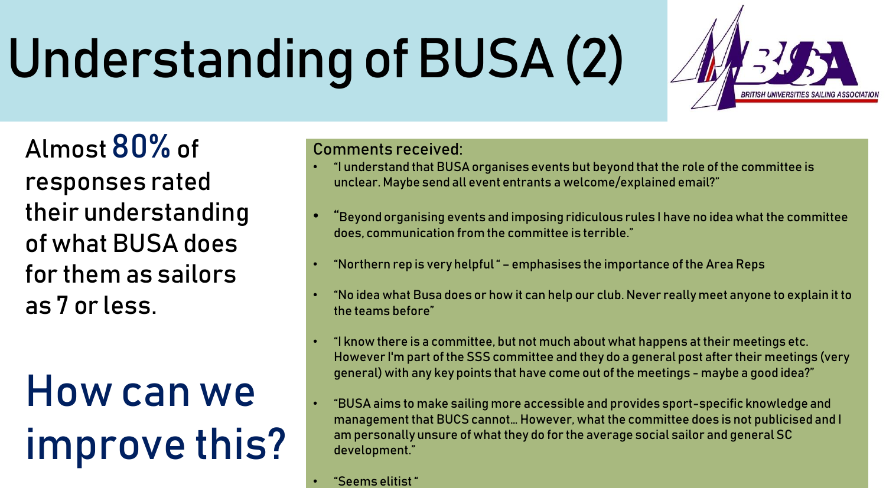# Understanding of BUSA (2)

Almost **80%** of responses rated their understanding of what BUSA does for them as sailors as 7 or less.

## How can we improve this?

Comments received:

- "I understand that BUSA organises events but beyond that the role of the committee is unclear. Maybe send all event entrants a welcome/explained email?"
- "Beyond organising events and imposing ridiculous rules I have no idea what the committee does, communication from the committee is terrible."
- "Northern rep is very helpful " – emphasises the importance of the Area Reps
- "No idea what Busa does or how it can help our club. Never really meet anyone to explain it to the teams before"
- "I know there is a committee, but not much about what happens at their meetings etc. However I'm part of the SSS committee and they do a general post after their meetings (very general) with any key points that have come out of the meetings - maybe a good idea?"
- "BUSA aims to make sailing more accessible and provides sport-specific knowledge and management that BUCS cannot… However, what the committee does is not publicised and I am personally unsure of what they do for the average social sailor and general SC development."
- "Seems elitist "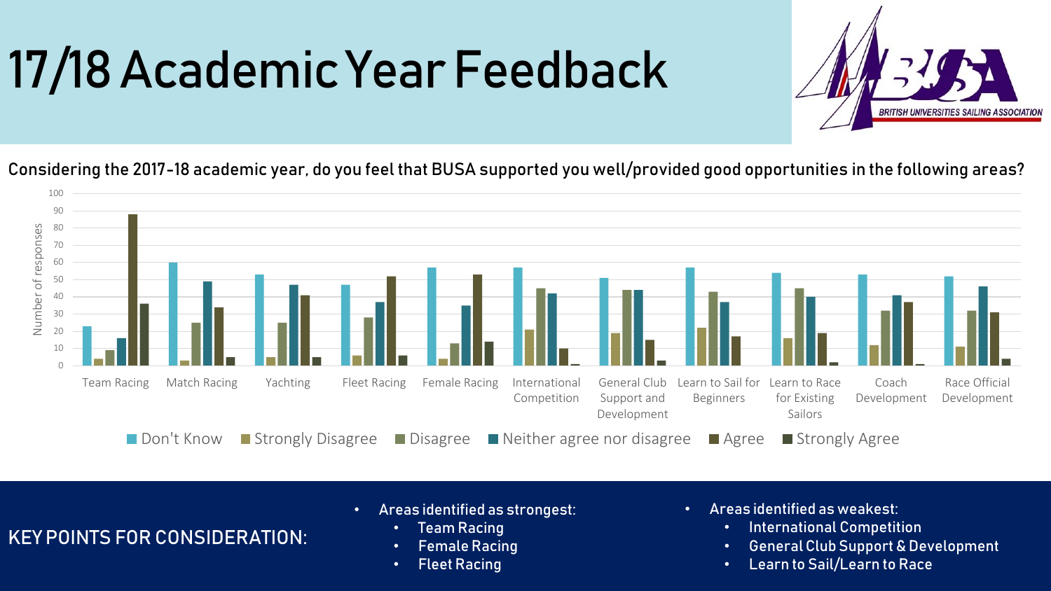# 17/18 Academic Year Feedback

BUSA — British Universities Sailing Association

**Considering the 2017-18 academic year, do you feel that BUSA supported you well/provided good opportunities in the following areas?**

| Area | Don't Know | Strongly Disagree | Disagree | Neither agree nor disagree | Agree | Strongly Agree |
|---|---|---|---|---|---|---|
| Team Racing | 23 | 4 | 9 | 16 | 88 | 36 |
| Match Racing | 60 | 3 | 25 | 49 | 34 | 5 |
| Yachting | 53 | 5 | 25 | 47 | 41 | 5 |
| Fleet Racing | 47 | 6 | 28 | 37 | 52 | 6 |
| Female Racing | 57 | 4 | 13 | 35 | 53 | 14 |
| International Competition | 57 | 21 | 45 | 42 | 10 | 1 |
| General Club Support and Development | 51 | 19 | 44 | 44 | 15 | 3 |
| Learn to Sail for Beginners | 57 | 22 | 43 | 37 | 17 | 0 |
| Learn to Race for Existing Sailors | 54 | 16 | 45 | 40 | 19 | 2 |
| Coach Development | 53 | 12 | 32 | 41 | 37 | 1 |
| Race Official Development | 52 | 11 | 32 | 46 | 31 | 4 |

*Y-axis: Number of responses (approximate values read from chart)*

## KEY POINTS FOR CONSIDERATION:

- Areas identified as strongest:
  - Team Racing
  - Female Racing
  - Fleet Racing
- Areas identified as weakest:
  - International Competition
  - General Club Support & Development
  - Learn to Sail/Learn to Race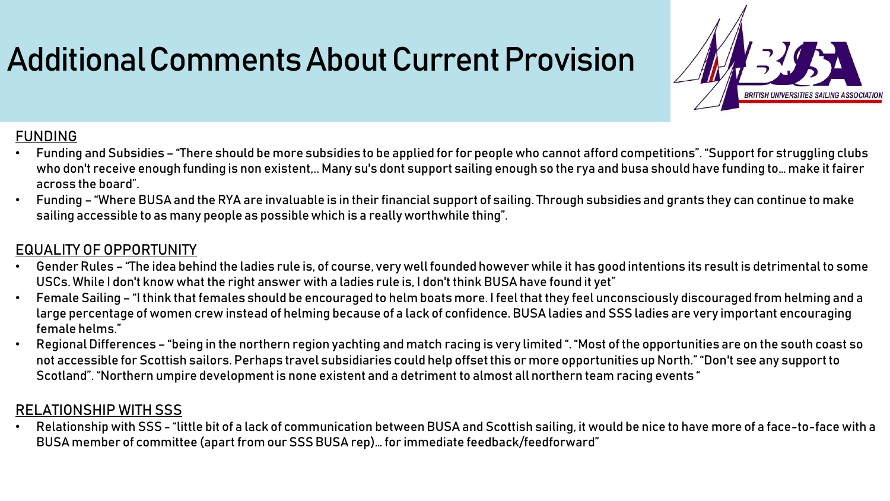# Additional Comments About Current Provision

## FUNDING

- Funding and Subsidies – "There should be more subsidies to be applied for for people who cannot afford competitions". "Support for struggling clubs who don't receive enough funding is non existent,.. Many su's dont support sailing enough so the rya and busa should have funding to… make it fairer across the board".
- Funding – "Where BUSA and the RYA are invaluable is in their financial support of sailing. Through subsidies and grants they can continue to make sailing accessible to as many people as possible which is a really worthwhile thing".

## EQUALITY OF OPPORTUNITY

- Gender Rules – "The idea behind the ladies rule is, of course, very well founded however while it has good intentions its result is detrimental to some USCs. While I don't know what the right answer with a ladies rule is, I don't think BUSA have found it yet"
- Female Sailing – "I think that females should be encouraged to helm boats more. I feel that they feel unconsciously discouraged from helming and a large percentage of women crew instead of helming because of a lack of confidence. BUSA ladies and SSS ladies are very important encouraging female helms."
- Regional Differences – "being in the northern region yachting and match racing is very limited ". "Most of the opportunities are on the south coast so not accessible for Scottish sailors. Perhaps travel subsidiaries could help offset this or more opportunities up North." "Don't see any support to Scotland". "Northern umpire development is none existent and a detriment to almost all northern team racing events "

## RELATIONSHIP WITH SSS

- Relationship with SSS - "little bit of a lack of communication between BUSA and Scottish sailing, it would be nice to have more of a face-to-face with a BUSA member of committee (apart from our SSS BUSA rep)… for immediate feedback/feedforward"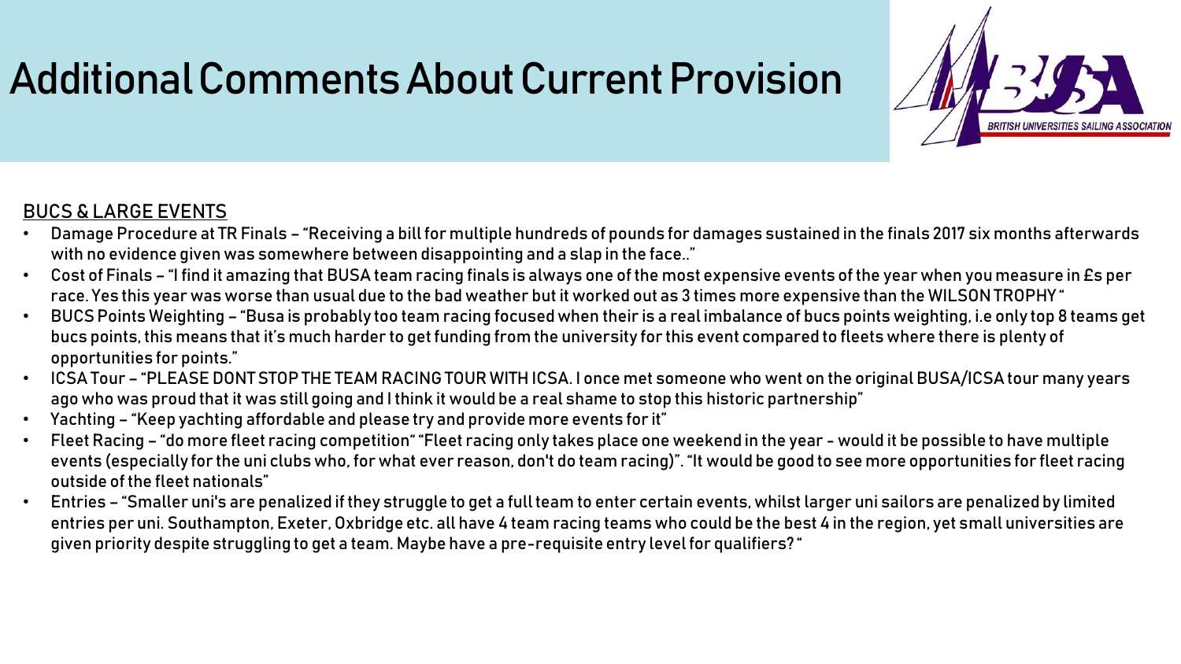# Additional Comments About Current Provision

BUCS & LARGE EVENTS

- Damage Procedure at TR Finals – "Receiving a bill for multiple hundreds of pounds for damages sustained in the finals 2017 six months afterwards with no evidence given was somewhere between disappointing and a slap in the face.."
- Cost of Finals – "I find it amazing that BUSA team racing finals is always one of the most expensive events of the year when you measure in £s per race. Yes this year was worse than usual due to the bad weather but it worked out as 3 times more expensive than the WILSON TROPHY"
- BUCS Points Weighting – "Busa is probably too team racing focused when their is a real imbalance of bucs points weighting, i.e only top 8 teams get bucs points, this means that it's much harder to get funding from the university for this event compared to fleets where there is plenty of opportunities for points."
- ICSA Tour – "PLEASE DONT STOP THE TEAM RACING TOUR WITH ICSA. I once met someone who went on the original BUSA/ICSA tour many years ago who was proud that it was still going and I think it would be a real shame to stop this historic partnership"
- Yachting – "Keep yachting affordable and please try and provide more events for it"
- Fleet Racing – "do more fleet racing competition" "Fleet racing only takes place one weekend in the year - would it be possible to have multiple events (especially for the uni clubs who, for what ever reason, don't do team racing)". "It would be good to see more opportunities for fleet racing outside of the fleet nationals"
- Entries – "Smaller uni's are penalized if they struggle to get a full team to enter certain events, whilst larger uni sailors are penalized by limited entries per uni. Southampton, Exeter, Oxbridge etc. all have 4 team racing teams who could be the best 4 in the region, yet small universities are given priority despite struggling to get a team. Maybe have a pre-requisite entry level for qualifiers?"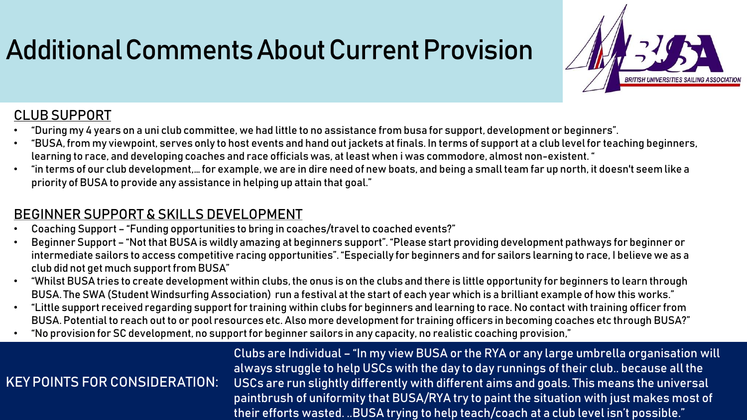# Additional Comments About Current Provision

## CLUB SUPPORT

- "During my 4 years on a uni club committee, we had little to no assistance from busa for support, development or beginners".
- "BUSA, from my viewpoint, serves only to host events and hand out jackets at finals. In terms of support at a club level for teaching beginners, learning to race, and developing coaches and race officials was, at least when i was commodore, almost non-existent. "
- "in terms of our club development,… for example, we are in dire need of new boats, and being a small team far up north, it doesn't seem like a priority of BUSA to provide any assistance in helping up attain that goal."

## BEGINNER SUPPORT & SKILLS DEVELOPMENT

- Coaching Support – "Funding opportunities to bring in coaches/travel to coached events?"
- Beginner Support – "Not that BUSA is wildly amazing at beginners support". "Please start providing development pathways for beginner or intermediate sailors to access competitive racing opportunities". "Especially for beginners and for sailors learning to race, I believe we as a club did not get much support from BUSA"
- "Whilst BUSA tries to create development within clubs, the onus is on the clubs and there is little opportunity for beginners to learn through BUSA. The SWA (Student Windsurfing Association) run a festival at the start of each year which is a brilliant example of how this works."
- "Little support received regarding support for training within clubs for beginners and learning to race. No contact with training officer from BUSA. Potential to reach out to or pool resources etc. Also more development for training officers in becoming coaches etc through BUSA?"
- "No provision for SC development, no support for beginner sailors in any capacity, no realistic coaching provision,"

**KEY POINTS FOR CONSIDERATION:**

Clubs are Individual – "In my view BUSA or the RYA or any large umbrella organisation will always struggle to help USCs with the day to day runnings of their club.. because all the USCs are run slightly differently with different aims and goals. This means the universal paintbrush of uniformity that BUSA/RYA try to paint the situation with just makes most of their efforts wasted. ..BUSA trying to help teach/coach at a club level isn't possible."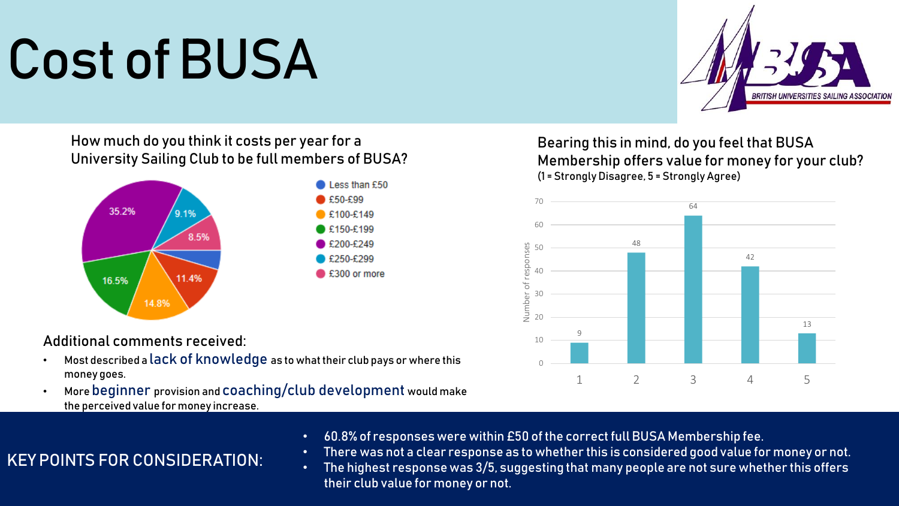# Cost of BUSA

BRITISH UNIVERSITIES SAILING ASSOCIATION

How much do you think it costs per year for a University Sailing Club to be full members of BUSA?

| Response | Percentage |
| --- | --- |
| Less than £50 | |
| £50-£99 | 11.4% |
| £100-£149 | 14.8% |
| £150-£199 | 16.5% |
| £200-£249 | 35.2% |
| £250-£299 | 9.1% |
| £300 or more | 8.5% |

Bearing this in mind, do you feel that BUSA Membership offers value for money for your club?
(1 = Strongly Disagree, 5 = Strongly Agree)

| Rating | Number of responses |
| --- | --- |
| 1 | 9 |
| 2 | 48 |
| 3 | 64 |
| 4 | 42 |
| 5 | 13 |

Additional comments received:

- Most described a **lack of knowledge** as to what their club pays or where this money goes.
- More **beginner** provision and **coaching/club development** would make the perceived value for money increase.

## KEY POINTS FOR CONSIDERATION:

- 60.8% of responses were within £50 of the correct full BUSA Membership fee.
- There was not a clear response as to whether this is considered good value for money or not.
- The highest response was 3/5, suggesting that many people are not sure whether this offers their club value for money or not.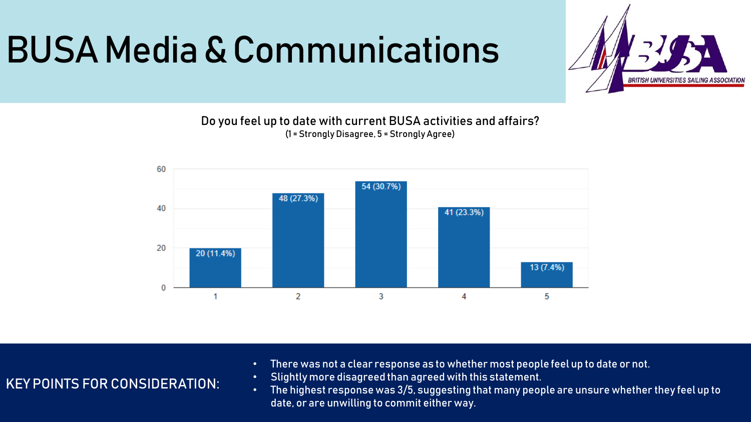# BUSA Media & Communications

Do you feel up to date with current BUSA activities and affairs?
(1 = Strongly Disagree, 5 = Strongly Agree)

| Response | Count (%) |
|---|---|
| 1 | 20 (11.4%) |
| 2 | 48 (27.3%) |
| 3 | 54 (30.7%) |
| 4 | 41 (23.3%) |
| 5 | 13 (7.4%) |

KEY POINTS FOR CONSIDERATION:

- There was not a clear response as to whether most people feel up to date or not.
- Slightly more disagreed than agreed with this statement.
- The highest response was 3/5, suggesting that many people are unsure whether they feel up to date, or are unwilling to commit either way.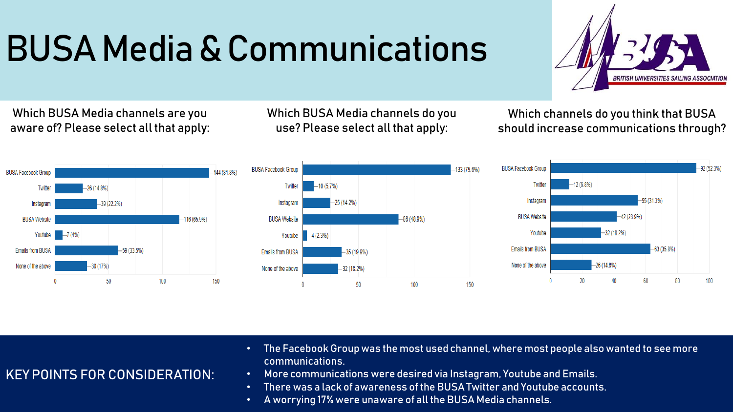# BUSA Media & Communications

BRITISH UNIVERSITIES SAILING ASSOCIATION

### Which BUSA Media channels are you aware of? Please select all that apply:

| Channel | Responses |
| --- | --- |
| BUSA Facebook Group | 144 (81.8%) |
| Twitter | 26 (14.8%) |
| Instagram | 39 (22.2%) |
| BUSA Website | 116 (65.9%) |
| Youtube | 7 (4%) |
| Emails from BUSA | 59 (33.5%) |
| None of the above | 30 (17%) |

### Which BUSA Media channels do you use? Please select all that apply:

| Channel | Responses |
| --- | --- |
| BUSA Facebook Group | 133 (75.6%) |
| Twitter | 10 (5.7%) |
| Instagram | 25 (14.2%) |
| BUSA Website | 86 (48.9%) |
| Youtube | 4 (2.3%) |
| Emails from BUSA | 35 (19.9%) |
| None of the above | 32 (18.2%) |

### Which channels do you think that BUSA should increase communications through?

| Channel | Responses |
| --- | --- |
| BUSA Facebook Group | 92 (52.3%) |
| Twitter | 12 (6.8%) |
| Instagram | 55 (31.3%) |
| BUSA Website | 42 (23.9%) |
| Youtube | 32 (18.2%) |
| Emails from BUSA | 63 (35.8%) |
| None of the above | 26 (14.8%) |

## KEY POINTS FOR CONSIDERATION:

- The Facebook Group was the most used channel, where most people also wanted to see more communications.
- More communications were desired via Instagram, Youtube and Emails.
- There was a lack of awareness of the BUSA Twitter and Youtube accounts.
- A worrying 17% were unaware of all the BUSA Media channels.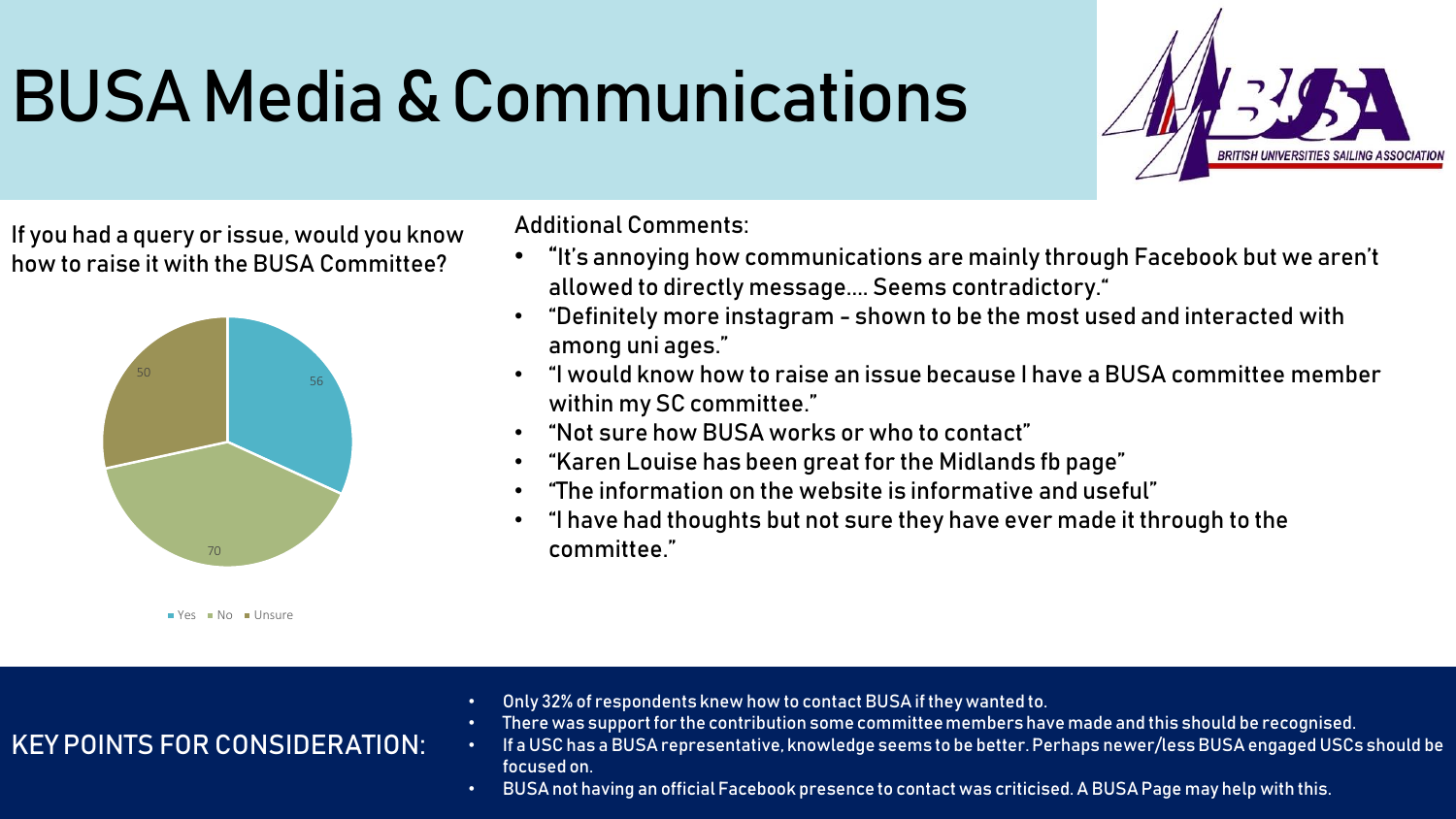# BUSA Media & Communications

BRITISH UNIVERSITIES SAILING ASSOCIATION

If you had a query or issue, would you know how to raise it with the BUSA Committee?

| Response | Count |
| --- | --- |
| Yes | 56 |
| No | 70 |
| Unsure | 50 |

Additional Comments:

- "It's annoying how communications are mainly through Facebook but we aren't allowed to directly message…. Seems contradictory."
- "Definitely more instagram - shown to be the most used and interacted with among uni ages."
- "I would know how to raise an issue because I have a BUSA committee member within my SC committee."
- "Not sure how BUSA works or who to contact"
- "Karen Louise has been great for the Midlands fb page"
- "The information on the website is informative and useful"
- "I have had thoughts but not sure they have ever made it through to the committee."

## KEY POINTS FOR CONSIDERATION:

- Only 32% of respondents knew how to contact BUSA if they wanted to.
- There was support for the contribution some committee members have made and this should be recognised.
- If a USC has a BUSA representative, knowledge seems to be better. Perhaps newer/less BUSA engaged USCs should be focused on.
- BUSA not having an official Facebook presence to contact was criticised. A BUSA Page may help with this.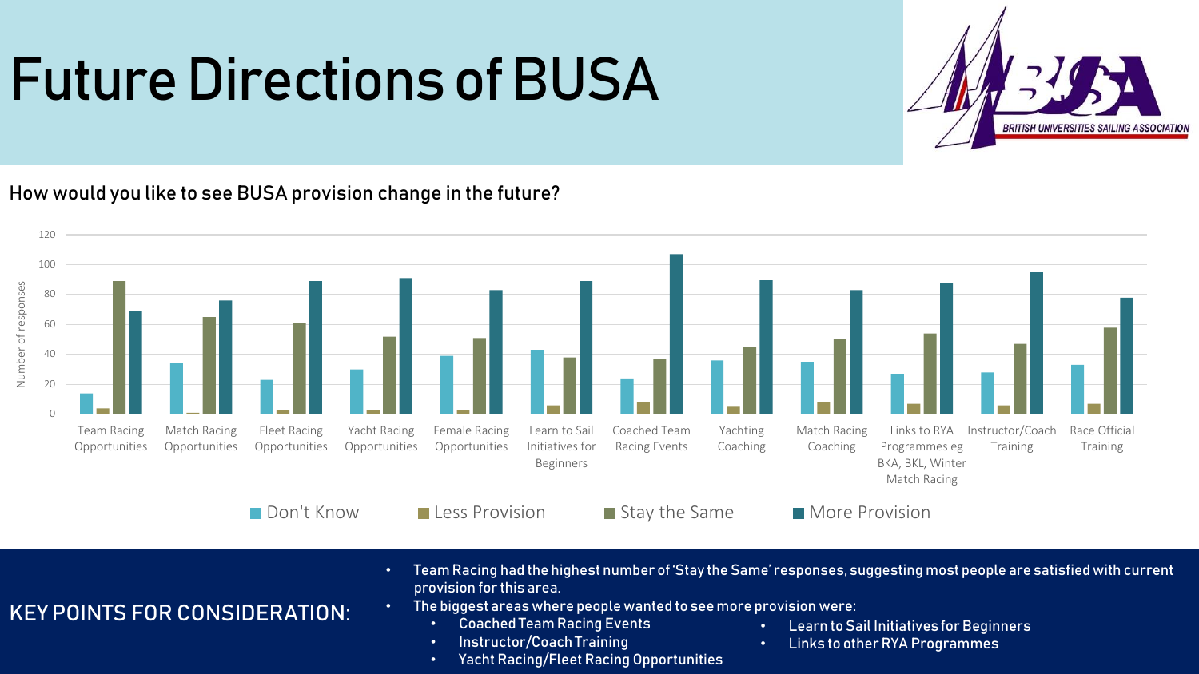# Future Directions of BUSA

BRITISH UNIVERSITIES SAILING ASSOCIATION

How would you like to see BUSA provision change in the future?

| Category | Don't Know | Less Provision | Stay the Same | More Provision |
|---|---|---|---|---|
| Team Racing Opportunities | 14 | 4 | 89 | 69 |
| Match Racing Opportunities | 34 | 1 | 65 | 76 |
| Fleet Racing Opportunities | 23 | 3 | 61 | 89 |
| Yacht Racing Opportunities | 30 | 3 | 52 | 91 |
| Female Racing Opportunities | 39 | 3 | 51 | 83 |
| Learn to Sail Initiatives for Beginners | 43 | 6 | 38 | 89 |
| Coached Team Racing Events | 24 | 8 | 37 | 107 |
| Yachting Coaching | 36 | 5 | 45 | 90 |
| Match Racing Coaching | 35 | 8 | 50 | 83 |
| Links to RYA Programmes eg BKA, BKL, Winter Match Racing | 27 | 7 | 54 | 88 |
| Instructor/Coach Training | 28 | 6 | 47 | 95 |
| Race Official Training | 33 | 7 | 58 | 78 |

## KEY POINTS FOR CONSIDERATION:

- Team Racing had the highest number of 'Stay the Same' responses, suggesting most people are satisfied with current provision for this area.
- The biggest areas where people wanted to see more provision were:
  - Coached Team Racing Events
  - Instructor/Coach Training
  - Yacht Racing/Fleet Racing Opportunities
  - Learn to Sail Initiatives for Beginners
  - Links to other RYA Programmes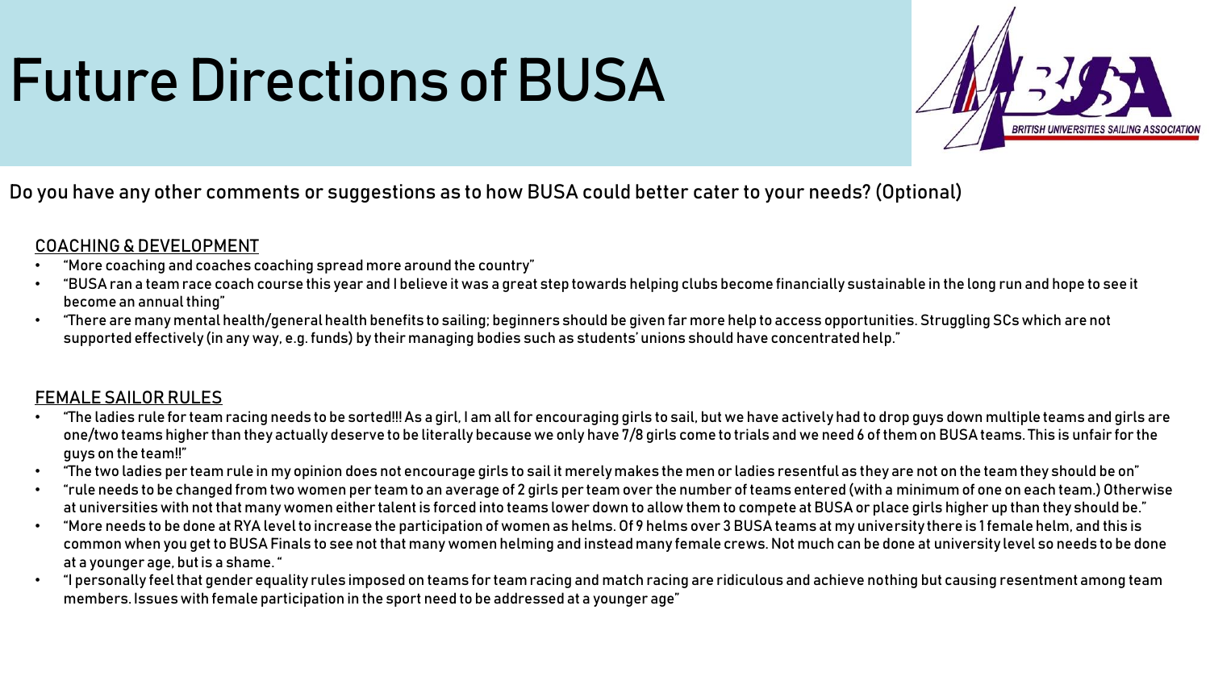# Future Directions of BUSA

Do you have any other comments or suggestions as to how BUSA could better cater to your needs? (Optional)

## COACHING & DEVELOPMENT

- "More coaching and coaches coaching spread more around the country"
- "BUSA ran a team race coach course this year and I believe it was a great step towards helping clubs become financially sustainable in the long run and hope to see it become an annual thing"
- "There are many mental health/general health benefits to sailing; beginners should be given far more help to access opportunities. Struggling SCs which are not supported effectively (in any way, e.g. funds) by their managing bodies such as students' unions should have concentrated help."

## FEMALE SAILOR RULES

- "The ladies rule for team racing needs to be sorted!!! As a girl, I am all for encouraging girls to sail, but we have actively had to drop guys down multiple teams and girls are one/two teams higher than they actually deserve to be literally because we only have 7/8 girls come to trials and we need 6 of them on BUSA teams. This is unfair for the guys on the team!!"
- "The two ladies per team rule in my opinion does not encourage girls to sail it merely makes the men or ladies resentful as they are not on the team they should be on"
- "rule needs to be changed from two women per team to an average of 2 girls per team over the number of teams entered (with a minimum of one on each team.) Otherwise at universities with not that many women either talent is forced into teams lower down to allow them to compete at BUSA or place girls higher up than they should be."
- "More needs to be done at RYA level to increase the participation of women as helms. Of 9 helms over 3 BUSA teams at my university there is 1 female helm, and this is common when you get to BUSA Finals to see not that many women helming and instead many female crews. Not much can be done at university level so needs to be done at a younger age, but is a shame. "
- "I personally feel that gender equality rules imposed on teams for team racing and match racing are ridiculous and achieve nothing but causing resentment among team members. Issues with female participation in the sport need to be addressed at a younger age"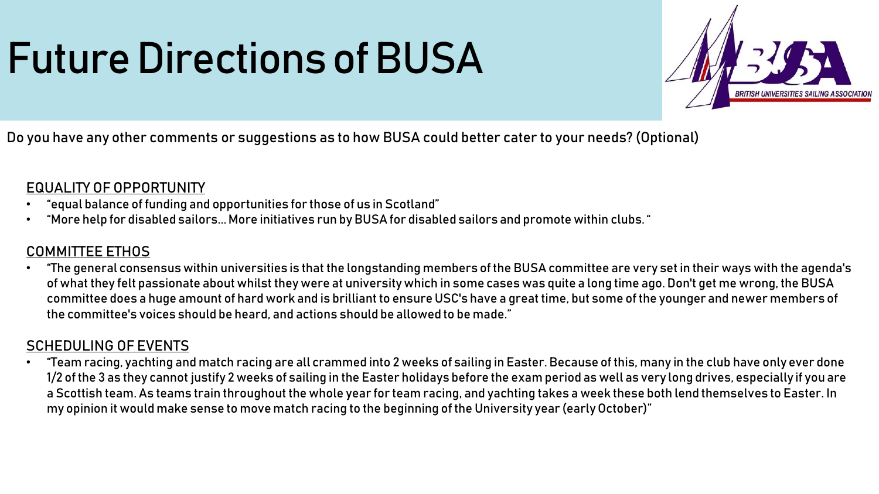# Future Directions of BUSA

Do you have any other comments or suggestions as to how BUSA could better cater to your needs? (Optional)

## EQUALITY OF OPPORTUNITY

- "equal balance of funding and opportunities for those of us in Scotland"
- "More help for disabled sailors... More initiatives run by BUSA for disabled sailors and promote within clubs. "

## COMMITTEE ETHOS

- "The general consensus within universities is that the longstanding members of the BUSA committee are very set in their ways with the agenda's of what they felt passionate about whilst they were at university which in some cases was quite a long time ago. Don't get me wrong, the BUSA committee does a huge amount of hard work and is brilliant to ensure USC's have a great time, but some of the younger and newer members of the committee's voices should be heard, and actions should be allowed to be made."

## SCHEDULING OF EVENTS

- "Team racing, yachting and match racing are all crammed into 2 weeks of sailing in Easter. Because of this, many in the club have only ever done 1/2 of the 3 as they cannot justify 2 weeks of sailing in the Easter holidays before the exam period as well as very long drives, especially if you are a Scottish team. As teams train throughout the whole year for team racing, and yachting takes a week these both lend themselves to Easter. In my opinion it would make sense to move match racing to the beginning of the University year (early October)"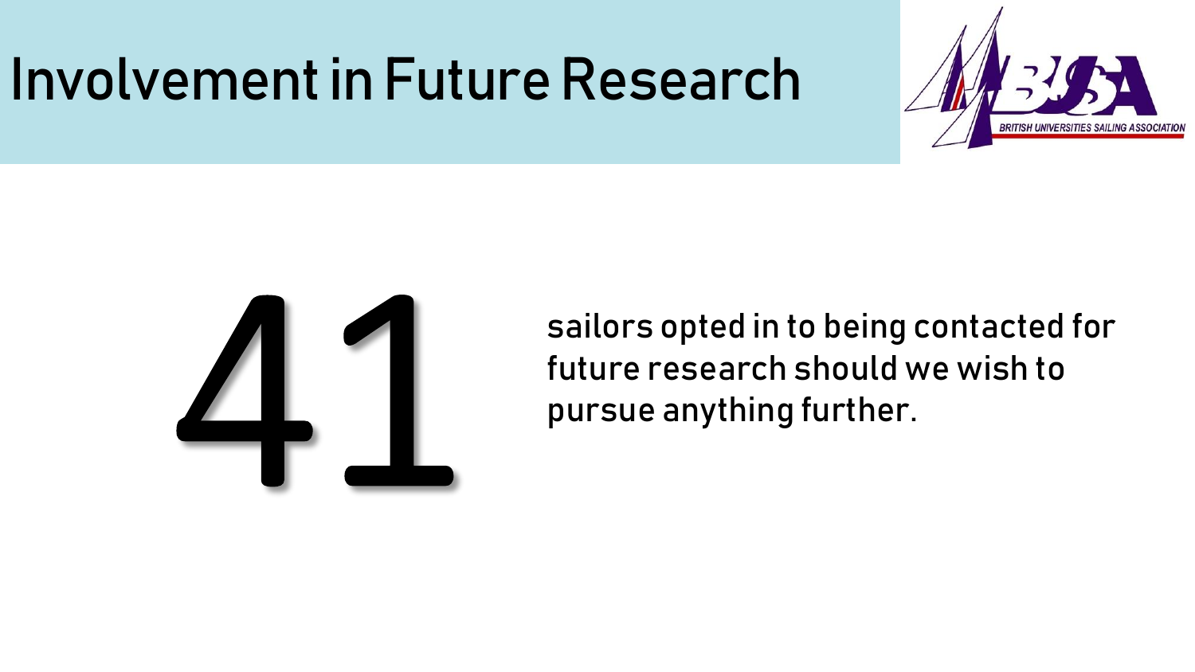# Involvement in Future Research

BRITISH UNIVERSITIES SAILING ASSOCIATION

41

sailors opted in to being contacted for future research should we wish to pursue anything further.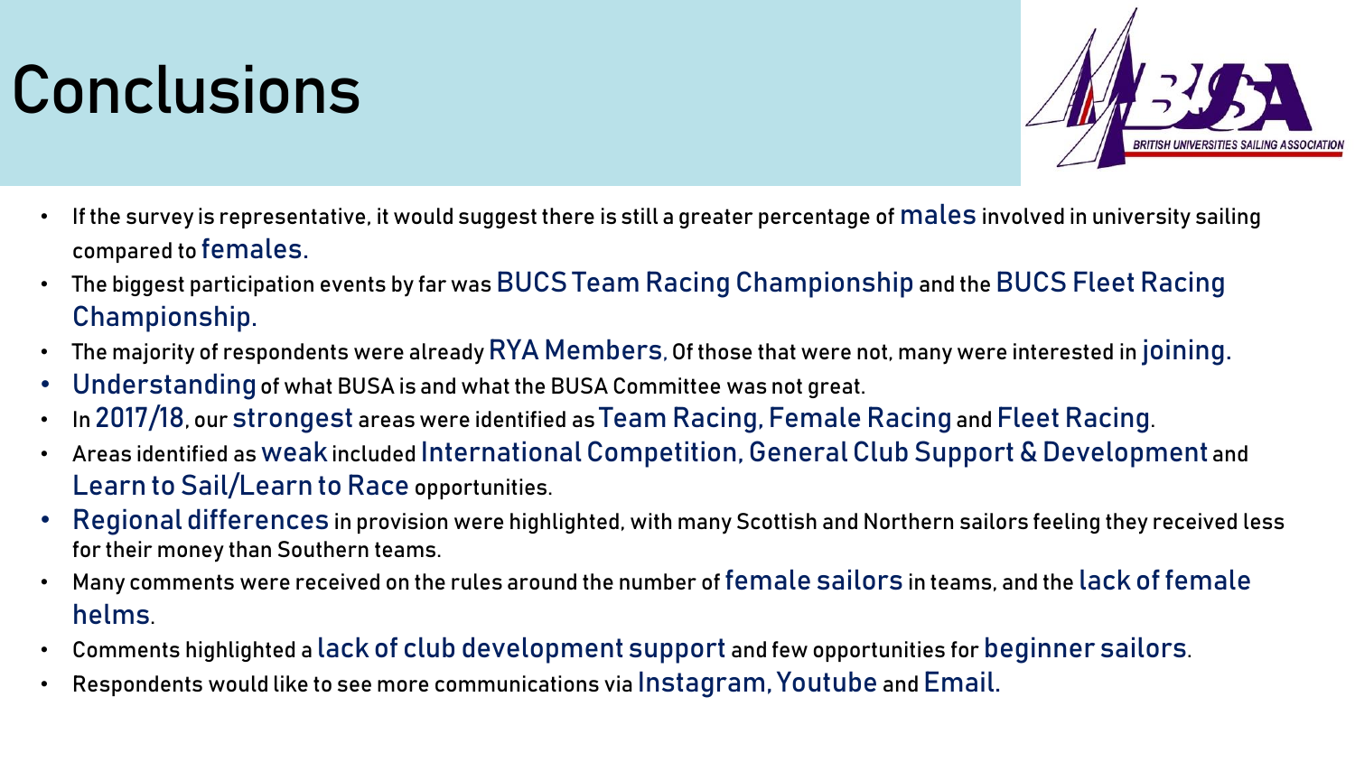# Conclusions

- If the survey is representative, it would suggest there is still a greater percentage of males involved in university sailing compared to females.
- The biggest participation events by far was BUCS Team Racing Championship and the BUCS Fleet Racing Championship.
- The majority of respondents were already RYA Members. Of those that were not, many were interested in joining.
- Understanding of what BUSA is and what the BUSA Committee was not great.
- In 2017/18, our strongest areas were identified as Team Racing, Female Racing and Fleet Racing.
- Areas identified as weak included International Competition, General Club Support & Development and Learn to Sail/Learn to Race opportunities.
- Regional differences in provision were highlighted, with many Scottish and Northern sailors feeling they received less for their money than Southern teams.
- Many comments were received on the rules around the number of female sailors in teams, and the lack of female helms.
- Comments highlighted a lack of club development support and few opportunities for beginner sailors.
- Respondents would like to see more communications via Instagram, Youtube and Email.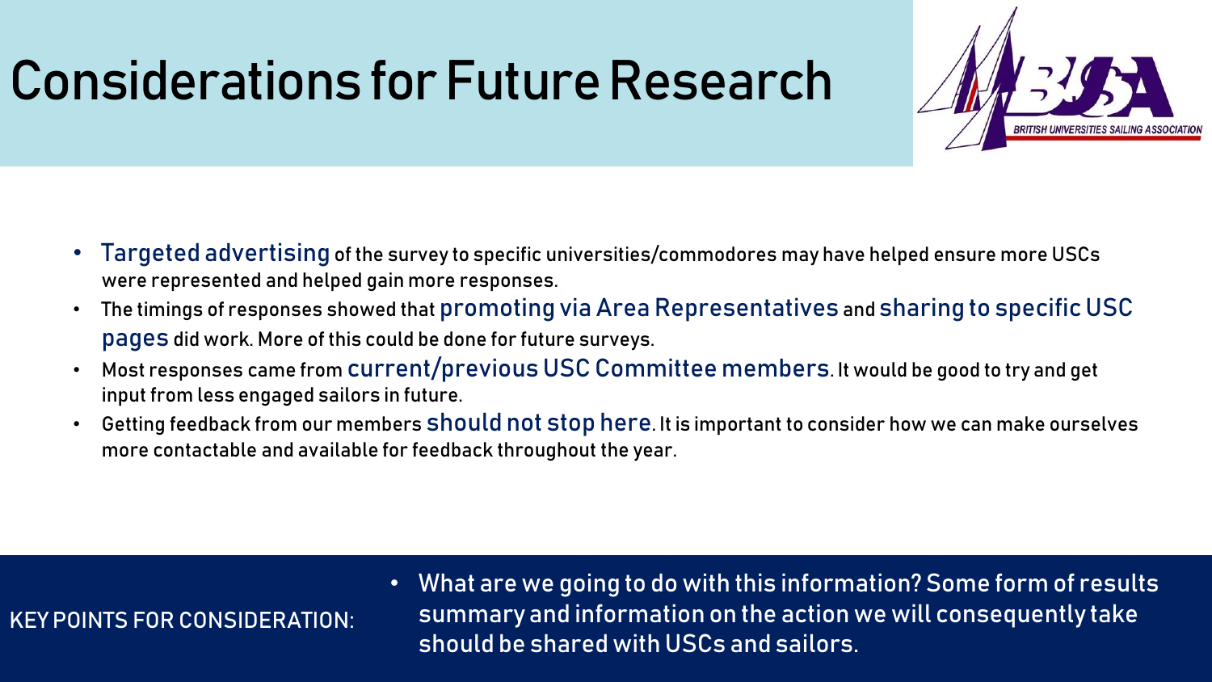# Considerations for Future Research

BRITISH UNIVERSITIES SAILING ASSOCIATION

- Targeted advertising of the survey to specific universities/commodores may have helped ensure more USCs were represented and helped gain more responses.
- The timings of responses showed that promoting via Area Representatives and sharing to specific USC pages did work. More of this could be done for future surveys.
- Most responses came from current/previous USC Committee members. It would be good to try and get input from less engaged sailors in future.
- Getting feedback from our members should not stop here. It is important to consider how we can make ourselves more contactable and available for feedback throughout the year.

KEY POINTS FOR CONSIDERATION:

- What are we going to do with this information? Some form of results summary and information on the action we will consequently take should be shared with USCs and sailors.